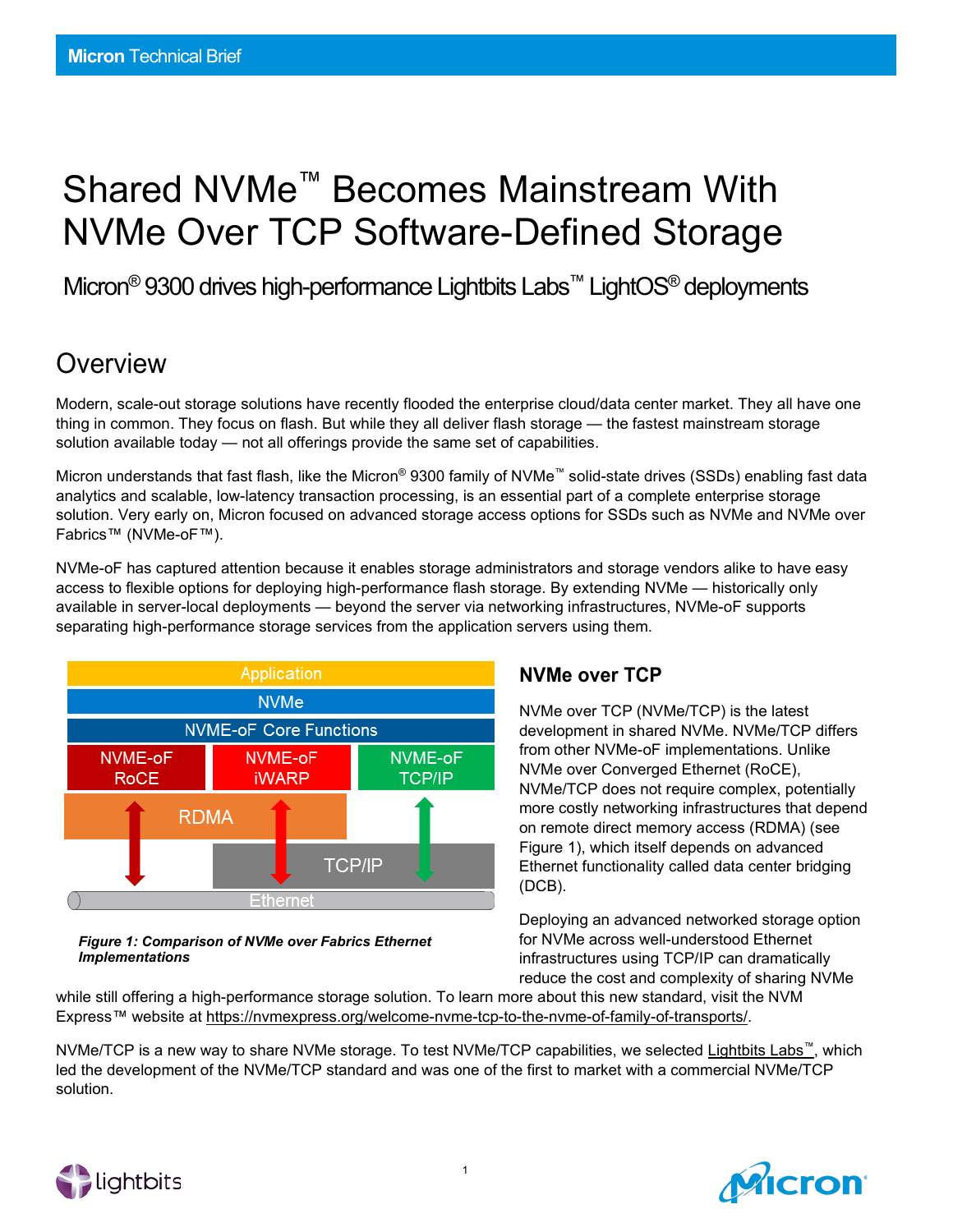# Shared NVMe™ Becomes Mainstream With NVMe Over TCP Software-Defined Storage

## Micron® 9300 drives high-performance Lightbits Labs™ LightOS® deployments

## Overview

Modern, scale-out storage solutions have recently flooded the enterprise cloud/data center market. They all have one thing in common. They focus on flash. But while they all deliver flash storage — the fastest mainstream storage solution available today — not all offerings provide the same set of capabilities.

Micron understands that fast flash, like the Micron® 9300 family of NVMe™ solid-state drives (SSDs) enabling fast data analytics and scalable, low-latency transaction processing, is an essential part of a complete enterprise storage solution. Very early on, Micron focused on advanced storage access options for SSDs such as NVMe and NVMe over Fabrics™ (NVMe-oF™).

NVMe-oF has captured attention because it enables storage administrators and storage vendors alike to have easy access to flexible options for deploying high-performance flash storage. By extending NVMe — historically only available in server-local deployments — beyond the server via networking infrastructures, NVMe-oF supports separating high-performance storage services from the application servers using them.

Application

NVMe

NVME-oF Core Functions

NVME-oF RoCE | NVME-oF iWARP | NVME-oF TCP/IP

RDMA

TCP/IP

Ethernet

*Figure 1: Comparison of NVMe over Fabrics Ethernet Implementations*

### NVMe over TCP

NVMe over TCP (NVMe/TCP) is the latest development in shared NVMe. NVMe/TCP differs from other NVMe-oF implementations. Unlike NVMe over Converged Ethernet (RoCE), NVMe/TCP does not require complex, potentially more costly networking infrastructures that depend on remote direct memory access (RDMA) (see Figure 1), which itself depends on advanced Ethernet functionality called data center bridging (DCB).

Deploying an advanced networked storage option for NVMe across well-understood Ethernet infrastructures using TCP/IP can dramatically reduce the cost and complexity of sharing NVMe while still offering a high-performance storage solution. To learn more about this new standard, visit the NVM Express™ website at https://nvmexpress.org/welcome-nvme-tcp-to-the-nvme-of-family-of-transports/.

NVMe/TCP is a new way to share NVMe storage. To test NVMe/TCP capabilities, we selected Lightbits Labs™, which led the development of the NVMe/TCP standard and was one of the first to market with a commercial NVMe/TCP solution.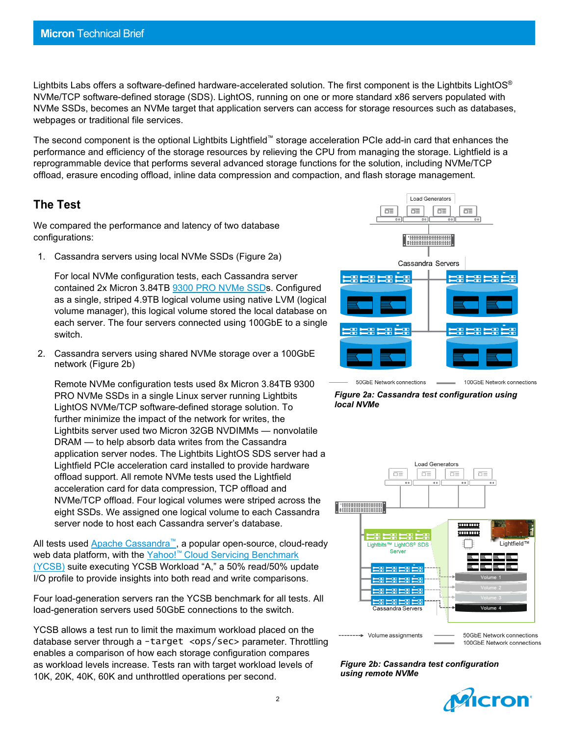Lightbits Labs offers a software-defined hardware-accelerated solution. The first component is the Lightbits LightOS® NVMe/TCP software-defined storage (SDS). LightOS, running on one or more standard x86 servers populated with NVMe SSDs, becomes an NVMe target that application servers can access for storage resources such as databases, webpages or traditional file services.

The second component is the optional Lightbits Lightfield™ storage acceleration PCIe add-in card that enhances the performance and efficiency of the storage resources by relieving the CPU from managing the storage. Lightfield is a reprogrammable device that performs several advanced storage functions for the solution, including NVMe/TCP offload, erasure encoding offload, inline data compression and compaction, and flash storage management.

## The Test

We compared the performance and latency of two database configurations:

1. Cassandra servers using local NVMe SSDs (Figure 2a)

   For local NVMe configuration tests, each Cassandra server contained 2x Micron 3.84TB 9300 PRO NVMe SSDs. Configured as a single, striped 4.9TB logical volume using native LVM (logical volume manager), this logical volume stored the local database on each server. The four servers connected using 100GbE to a single switch.

2. Cassandra servers using shared NVMe storage over a 100GbE network (Figure 2b)

   Remote NVMe configuration tests used 8x Micron 3.84TB 9300 PRO NVMe SSDs in a single Linux server running Lightbits LightOS NVMe/TCP software-defined storage solution. To further minimize the impact of the network for writes, the Lightbits server used two Micron 32GB NVDIMMs — nonvolatile DRAM — to help absorb data writes from the Cassandra application server nodes. The Lightbits LightOS SDS server had a Lightfield PCIe acceleration card installed to provide hardware offload support. All remote NVMe tests used the Lightfield acceleration card for data compression, TCP offload and NVMe/TCP offload. Four logical volumes were striped across the eight SSDs. We assigned one logical volume to each Cassandra server node to host each Cassandra server's database.

All tests used Apache Cassandra™, a popular open-source, cloud-ready web data platform, with the Yahoo!™ Cloud Servicing Benchmark (YCSB) suite executing YCSB Workload "A," a 50% read/50% update I/O profile to provide insights into both read and write comparisons.

Four load-generation servers ran the YCSB benchmark for all tests. All load-generation servers used 50GbE connections to the switch.

YCSB allows a test run to limit the maximum workload placed on the database server through a `-target <ops/sec>` parameter. Throttling enables a comparison of how each storage configuration compares as workload levels increase. Tests ran with target workload levels of 10K, 20K, 40K, 60K and unthrottled operations per second.

Load Generators

Cassandra Servers

50GbE Network connections — 100GbE Network connections

***Figure 2a: Cassandra test configuration using local NVMe***

Load Generators

Lightbits™ LightOS® SDS Server

Lightfield™

Volume 1, Volume 2, Volume 3, Volume 4

Cassandra Servers

Volume assignments — 50GbE Network connections — 100GbE Network connections

***Figure 2b: Cassandra test configuration using remote NVMe***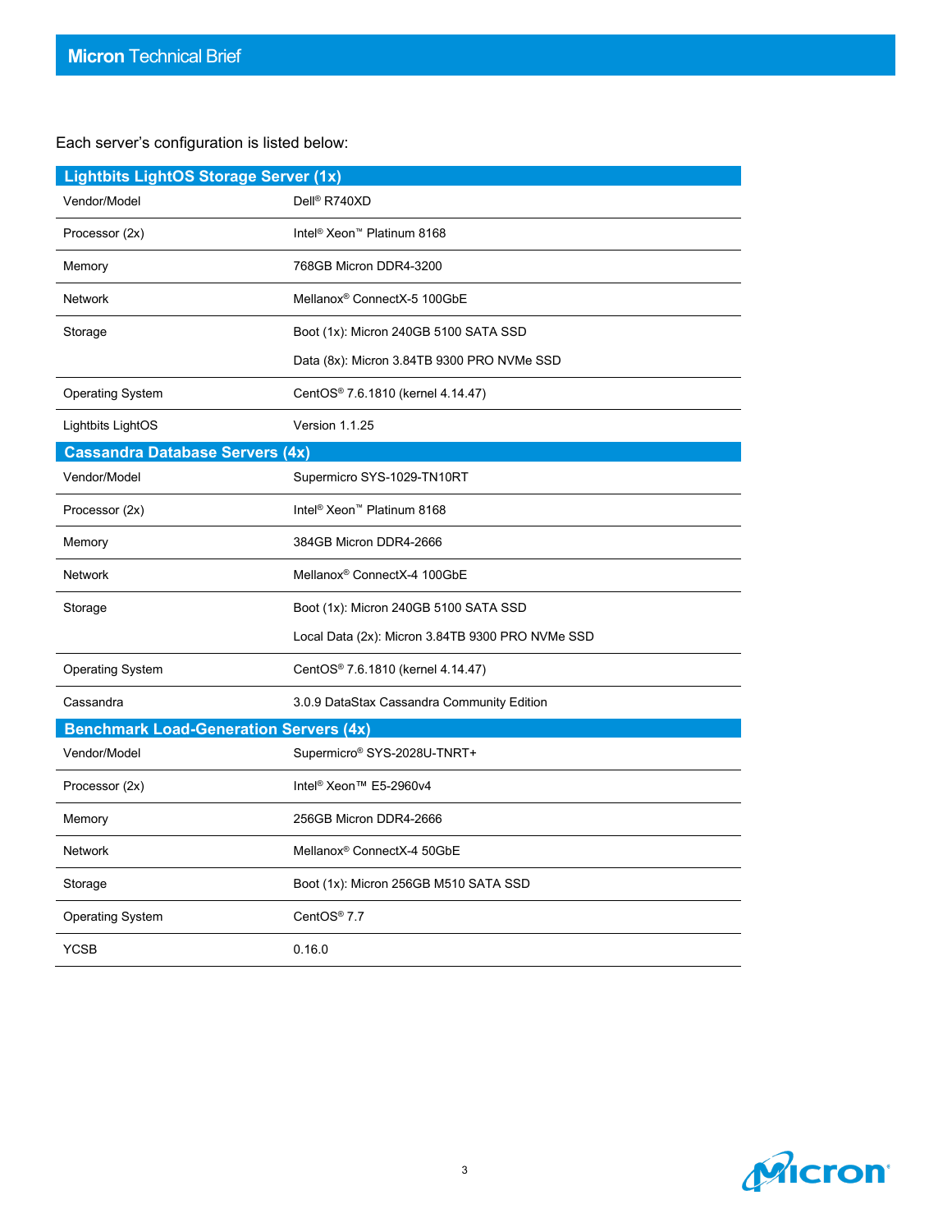Each server's configuration is listed below:

| Lightbits LightOS Storage Server (1x) | |
|---|---|
| Vendor/Model | Dell® R740XD |
| Processor (2x) | Intel® Xeon™ Platinum 8168 |
| Memory | 768GB Micron DDR4-3200 |
| Network | Mellanox® ConnectX-5 100GbE |
| Storage | Boot (1x): Micron 240GB 5100 SATA SSD<br>Data (8x): Micron 3.84TB 9300 PRO NVMe SSD |
| Operating System | CentOS® 7.6.1810 (kernel 4.14.47) |
| Lightbits LightOS | Version 1.1.25 |
| **Cassandra Database Servers (4x)** | |
| Vendor/Model | Supermicro SYS-1029-TN10RT |
| Processor (2x) | Intel® Xeon™ Platinum 8168 |
| Memory | 384GB Micron DDR4-2666 |
| Network | Mellanox® ConnectX-4 100GbE |
| Storage | Boot (1x): Micron 240GB 5100 SATA SSD<br>Local Data (2x): Micron 3.84TB 9300 PRO NVMe SSD |
| Operating System | CentOS® 7.6.1810 (kernel 4.14.47) |
| Cassandra | 3.0.9 DataStax Cassandra Community Edition |
| **Benchmark Load-Generation Servers (4x)** | |
| Vendor/Model | Supermicro® SYS-2028U-TNRT+ |
| Processor (2x) | Intel® Xeon™ E5-2960v4 |
| Memory | 256GB Micron DDR4-2666 |
| Network | Mellanox® ConnectX-4 50GbE |
| Storage | Boot (1x): Micron 256GB M510 SATA SSD |
| Operating System | CentOS® 7.7 |
| YCSB | 0.16.0 |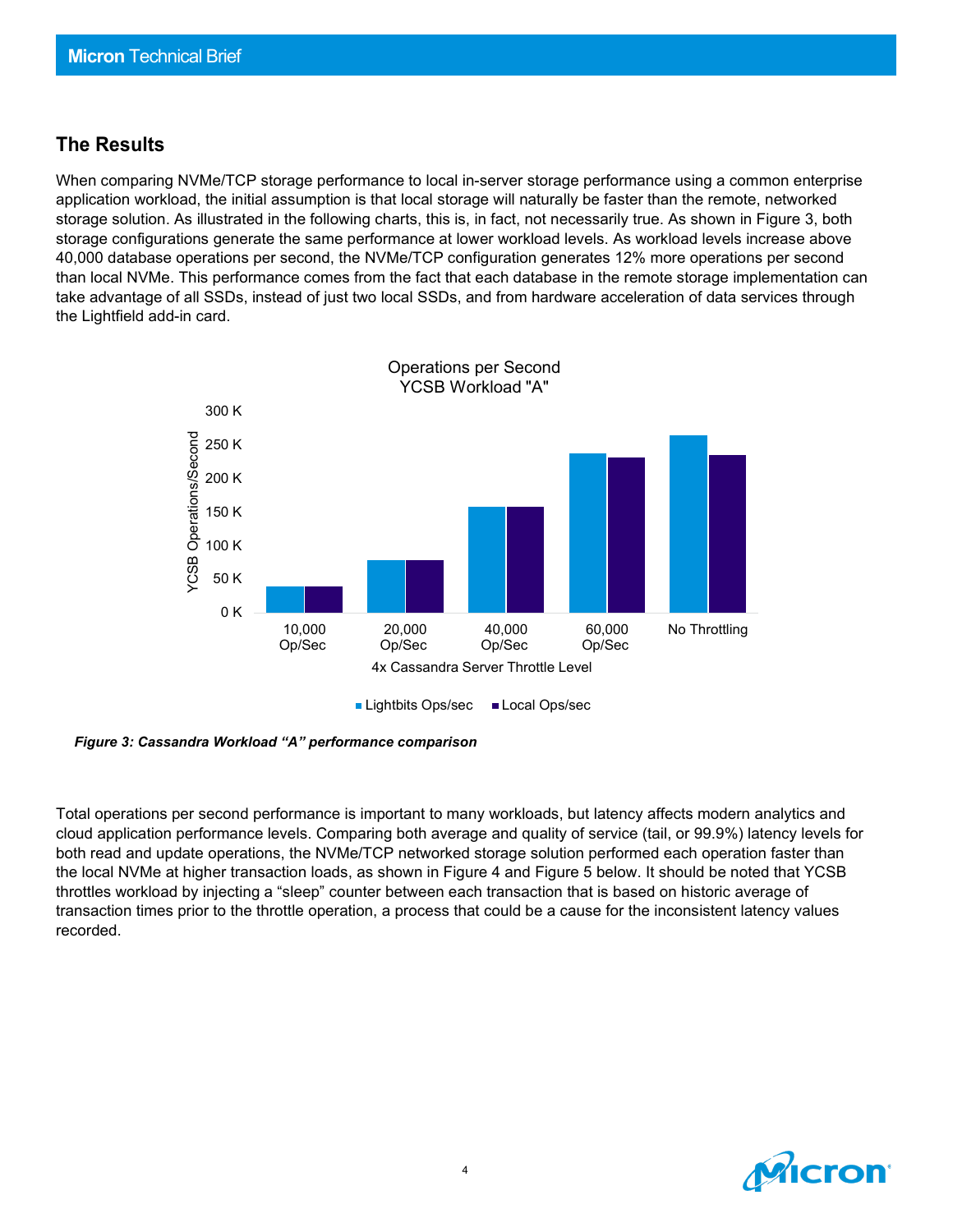## The Results

When comparing NVMe/TCP storage performance to local in-server storage performance using a common enterprise application workload, the initial assumption is that local storage will naturally be faster than the remote, networked storage solution. As illustrated in the following charts, this is, in fact, not necessarily true. As shown in Figure 3, both storage configurations generate the same performance at lower workload levels. As workload levels increase above 40,000 database operations per second, the NVMe/TCP configuration generates 12% more operations per second than local NVMe. This performance comes from the fact that each database in the remote storage implementation can take advantage of all SSDs, instead of just two local SSDs, and from hardware acceleration of data services through the Lightfield add-in card.

Operations per Second
YCSB Workload "A"

*Figure 3: Cassandra Workload "A" performance comparison*

Total operations per second performance is important to many workloads, but latency affects modern analytics and cloud application performance levels. Comparing both average and quality of service (tail, or 99.9%) latency levels for both read and update operations, the NVMe/TCP networked storage solution performed each operation faster than the local NVMe at higher transaction loads, as shown in Figure 4 and Figure 5 below. It should be noted that YCSB throttles workload by injecting a "sleep" counter between each transaction that is based on historic average of transaction times prior to the throttle operation, a process that could be a cause for the inconsistent latency values recorded.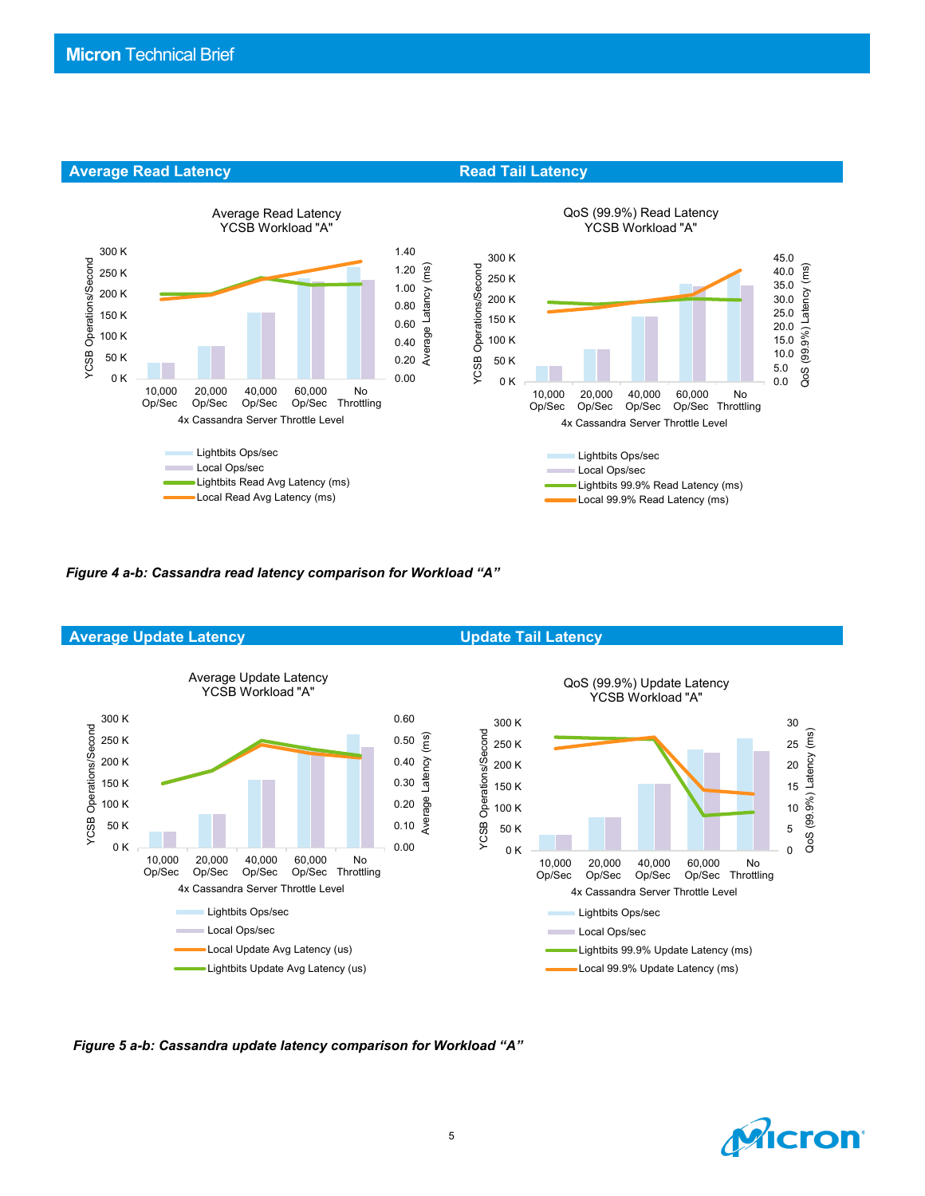## Average Read Latency

## Read Tail Latency

*Figure 4 a-b: Cassandra read latency comparison for Workload "A"*

## Average Update Latency

## Update Tail Latency

*Figure 5 a-b: Cassandra update latency comparison for Workload "A"*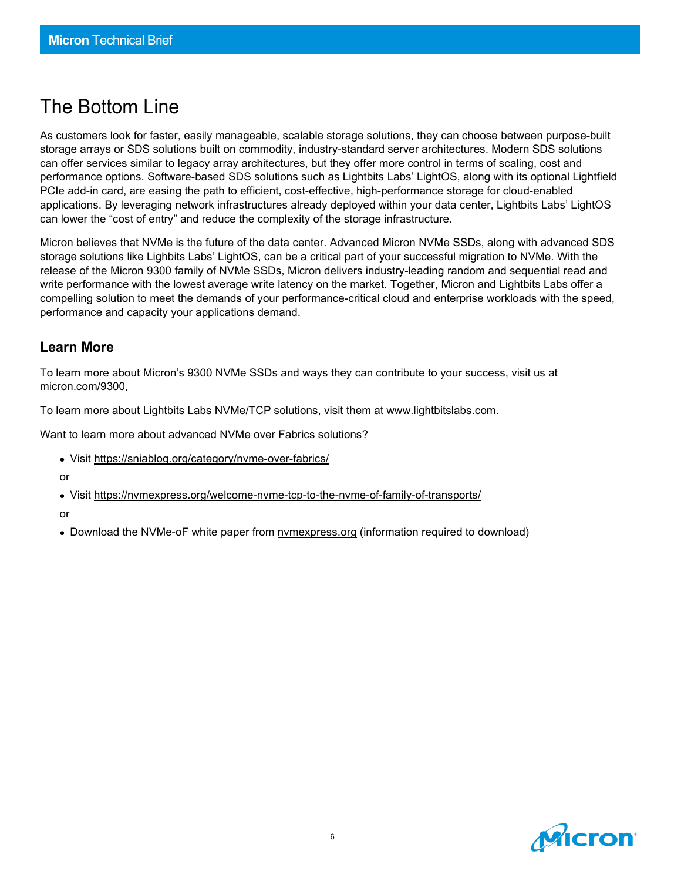# The Bottom Line

As customers look for faster, easily manageable, scalable storage solutions, they can choose between purpose-built storage arrays or SDS solutions built on commodity, industry-standard server architectures. Modern SDS solutions can offer services similar to legacy array architectures, but they offer more control in terms of scaling, cost and performance options. Software-based SDS solutions such as Lightbits Labs' LightOS, along with its optional Lightfield PCIe add-in card, are easing the path to efficient, cost-effective, high-performance storage for cloud-enabled applications. By leveraging network infrastructures already deployed within your data center, Lightbits Labs' LightOS can lower the "cost of entry" and reduce the complexity of the storage infrastructure.

Micron believes that NVMe is the future of the data center. Advanced Micron NVMe SSDs, along with advanced SDS storage solutions like Lighbits Labs' LightOS, can be a critical part of your successful migration to NVMe. With the release of the Micron 9300 family of NVMe SSDs, Micron delivers industry-leading random and sequential read and write performance with the lowest average write latency on the market. Together, Micron and Lightbits Labs offer a compelling solution to meet the demands of your performance-critical cloud and enterprise workloads with the speed, performance and capacity your applications demand.

## Learn More

To learn more about Micron's 9300 NVMe SSDs and ways they can contribute to your success, visit us at micron.com/9300.

To learn more about Lightbits Labs NVMe/TCP solutions, visit them at www.lightbitslabs.com.

Want to learn more about advanced NVMe over Fabrics solutions?

- Visit https://sniablog.org/category/nvme-over-fabrics/

or

- Visit https://nvmexpress.org/welcome-nvme-tcp-to-the-nvme-of-family-of-transports/

or

- Download the NVMe-oF white paper from nvmexpress.org (information required to download)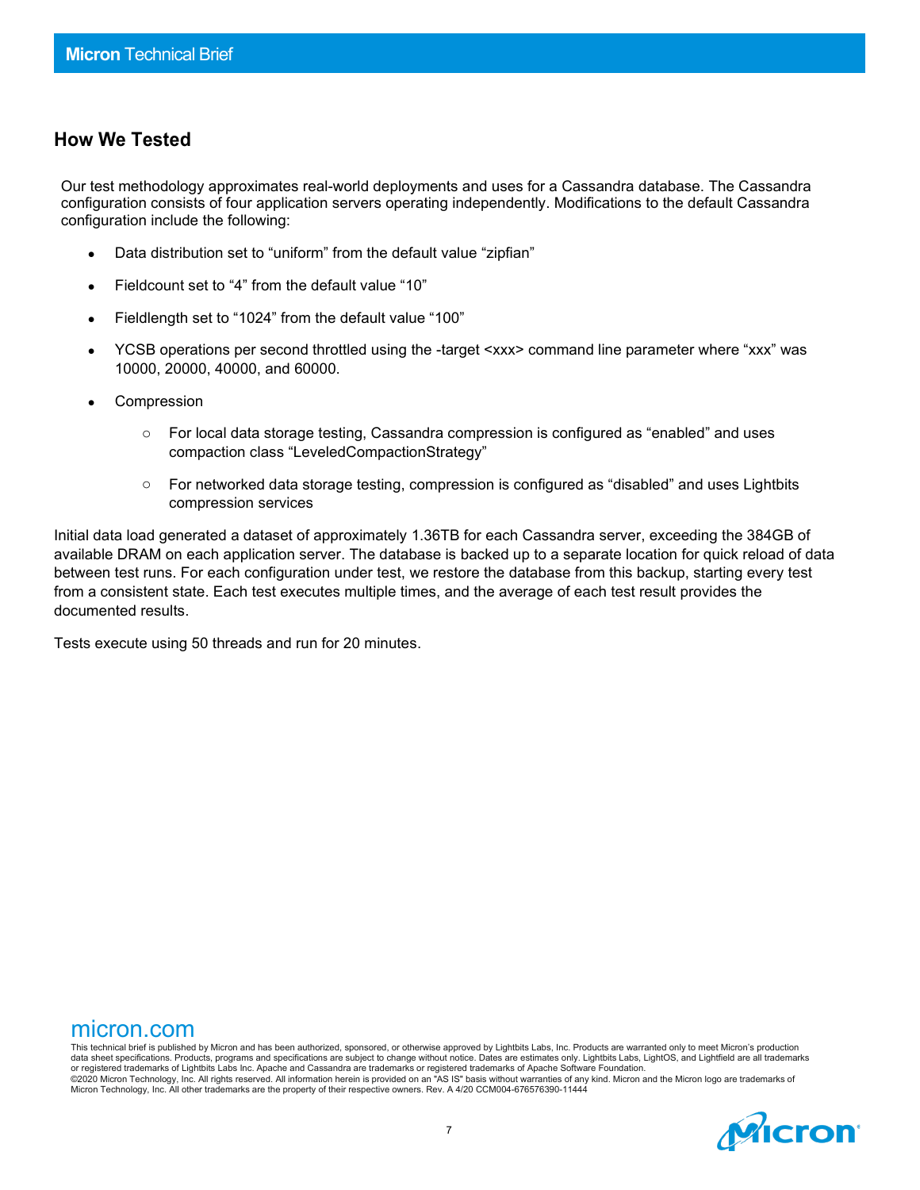## How We Tested

Our test methodology approximates real-world deployments and uses for a Cassandra database. The Cassandra configuration consists of four application servers operating independently. Modifications to the default Cassandra configuration include the following:

- Data distribution set to “uniform” from the default value “zipfian”
- Fieldcount set to “4” from the default value “10”
- Fieldlength set to “1024” from the default value “100”
- YCSB operations per second throttled using the -target <xxx> command line parameter where “xxx” was 10000, 20000, 40000, and 60000.
- Compression
  - For local data storage testing, Cassandra compression is configured as “enabled” and uses compaction class “LeveledCompactionStrategy”
  - For networked data storage testing, compression is configured as “disabled” and uses Lightbits compression services

Initial data load generated a dataset of approximately 1.36TB for each Cassandra server, exceeding the 384GB of available DRAM on each application server. The database is backed up to a separate location for quick reload of data between test runs. For each configuration under test, we restore the database from this backup, starting every test from a consistent state. Each test executes multiple times, and the average of each test result provides the documented results.

Tests execute using 50 threads and run for 20 minutes.

micron.com

This technical brief is published by Micron and has been authorized, sponsored, or otherwise approved by Lightbits Labs, Inc. Products are warranted only to meet Micron’s production data sheet specifications. Products, programs and specifications are subject to change without notice. Dates are estimates only. Lightbits Labs, LightOS, and Lightfield are all trademarks or registered trademarks of Lightbits Labs Inc. Apache and Cassandra are trademarks or registered trademarks of Apache Software Foundation.
©2020 Micron Technology, Inc. All rights reserved. All information herein is provided on an "AS IS" basis without warranties of any kind. Micron and the Micron logo are trademarks of Micron Technology, Inc. All other trademarks are the property of their respective owners. Rev. A 4/20 CCM004-676576390-11444